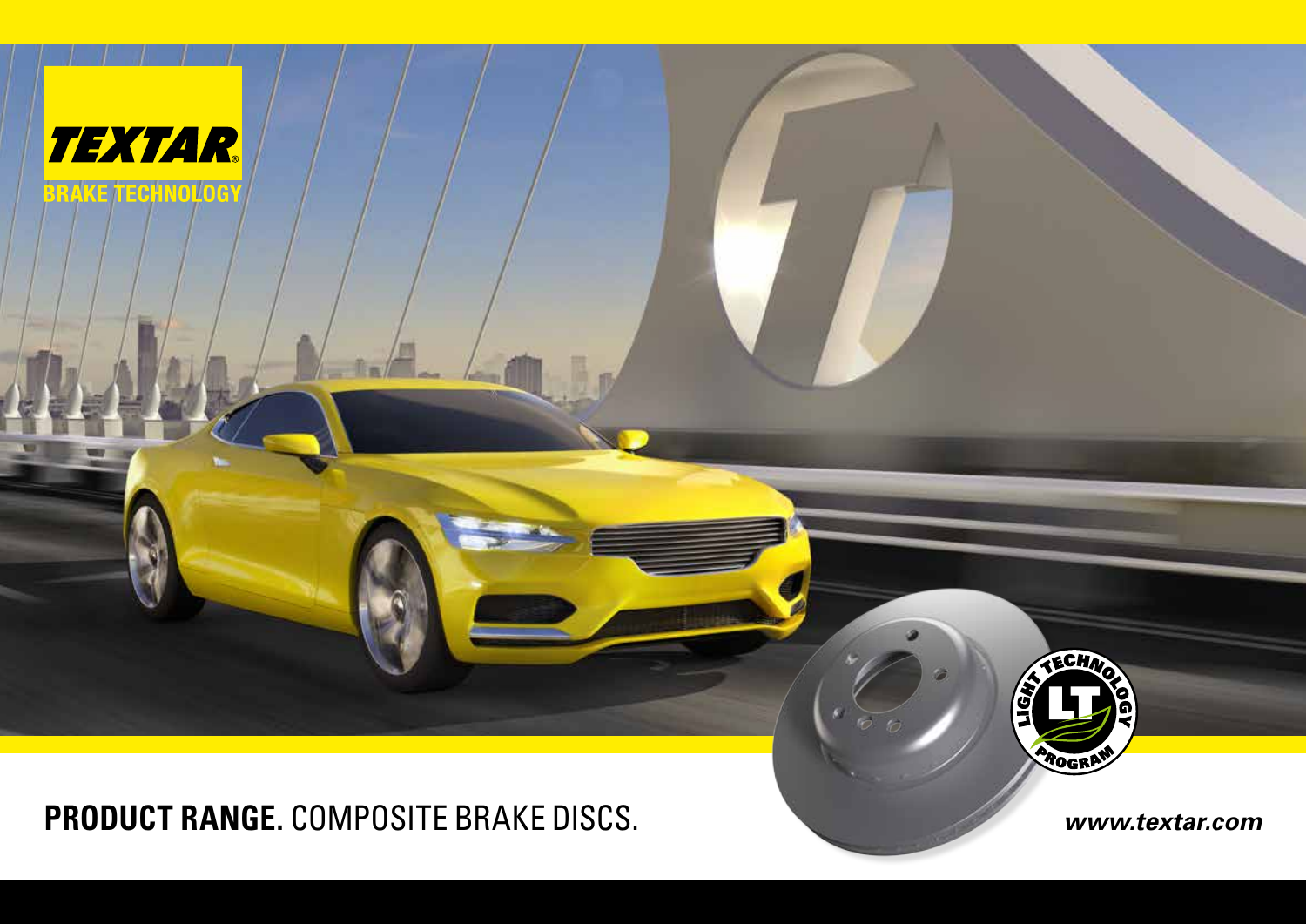TEXTAR®

BRAKE TECHNOLOGY

LIGHT TECHNOLOGY PROGRAM

# **PRODUCT RANGE.** COMPOSITE BRAKE DISCS.

*www.textar.com*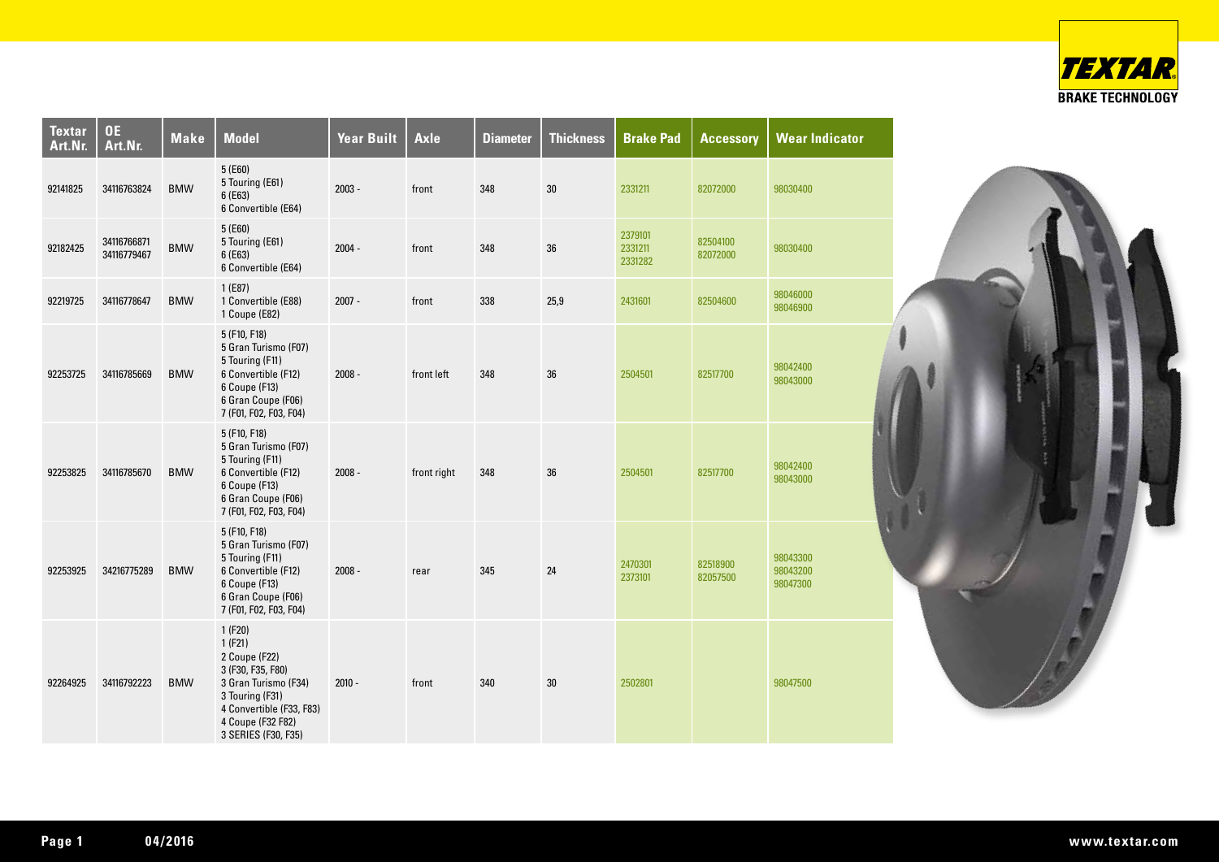| Textar Art.Nr. | OE Art.Nr. | Make | Model | Year Built | Axle | Diameter | Thickness | Brake Pad | Accessory | Wear Indicator |
|---|---|---|---|---|---|---|---|---|---|---|
| 92141825 | 34116763824 | BMW | 5 (E60)<br>5 Touring (E61)<br>6 (E63)<br>6 Convertible (E64) | 2003 - | front | 348 | 30 | 2331211 | 82072000 | 98030400 |
| 92182425 | 34116766871<br>34116779467 | BMW | 5 (E60)<br>5 Touring (E61)<br>6 (E63)<br>6 Convertible (E64) | 2004 - | front | 348 | 36 | 2379101<br>2331211<br>2331282 | 82504100<br>82072000 | 98030400 |
| 92219725 | 34116778647 | BMW | 1 (E87)<br>1 Convertible (E88)<br>1 Coupe (E82) | 2007 - | front | 338 | 25,9 | 2431601 | 82504600 | 98046000<br>98046900 |
| 92253725 | 34116785669 | BMW | 5 (F10, F18)<br>5 Gran Turismo (F07)<br>5 Touring (F11)<br>6 Convertible (F12)<br>6 Coupe (F13)<br>6 Gran Coupe (F06)<br>7 (F01, F02, F03, F04) | 2008 - | front left | 348 | 36 | 2504501 | 82517700 | 98042400<br>98043000 |
| 92253825 | 34116785670 | BMW | 5 (F10, F18)<br>5 Gran Turismo (F07)<br>5 Touring (F11)<br>6 Convertible (F12)<br>6 Coupe (F13)<br>6 Gran Coupe (F06)<br>7 (F01, F02, F03, F04) | 2008 - | front right | 348 | 36 | 2504501 | 82517700 | 98042400<br>98043000 |
| 92253925 | 34216775289 | BMW | 5 (F10, F18)<br>5 Gran Turismo (F07)<br>5 Touring (F11)<br>6 Convertible (F12)<br>6 Coupe (F13)<br>6 Gran Coupe (F06)<br>7 (F01, F02, F03, F04) | 2008 - | rear | 345 | 24 | 2470301<br>2373101 | 82518900<br>82057500 | 98043300<br>98043200<br>98047300 |
| 92264925 | 34116792223 | BMW | 1 (F20)<br>1 (F21)<br>2 Coupe (F22)<br>3 (F30, F35, F80)<br>3 Gran Turismo (F34)<br>3 Touring (F31)<br>4 Convertible (F33, F83)<br>4 Coupe (F32 F82)<br>3 SERIES (F30, F35) | 2010 - | front | 340 | 30 | 2502801 | | 98047500 |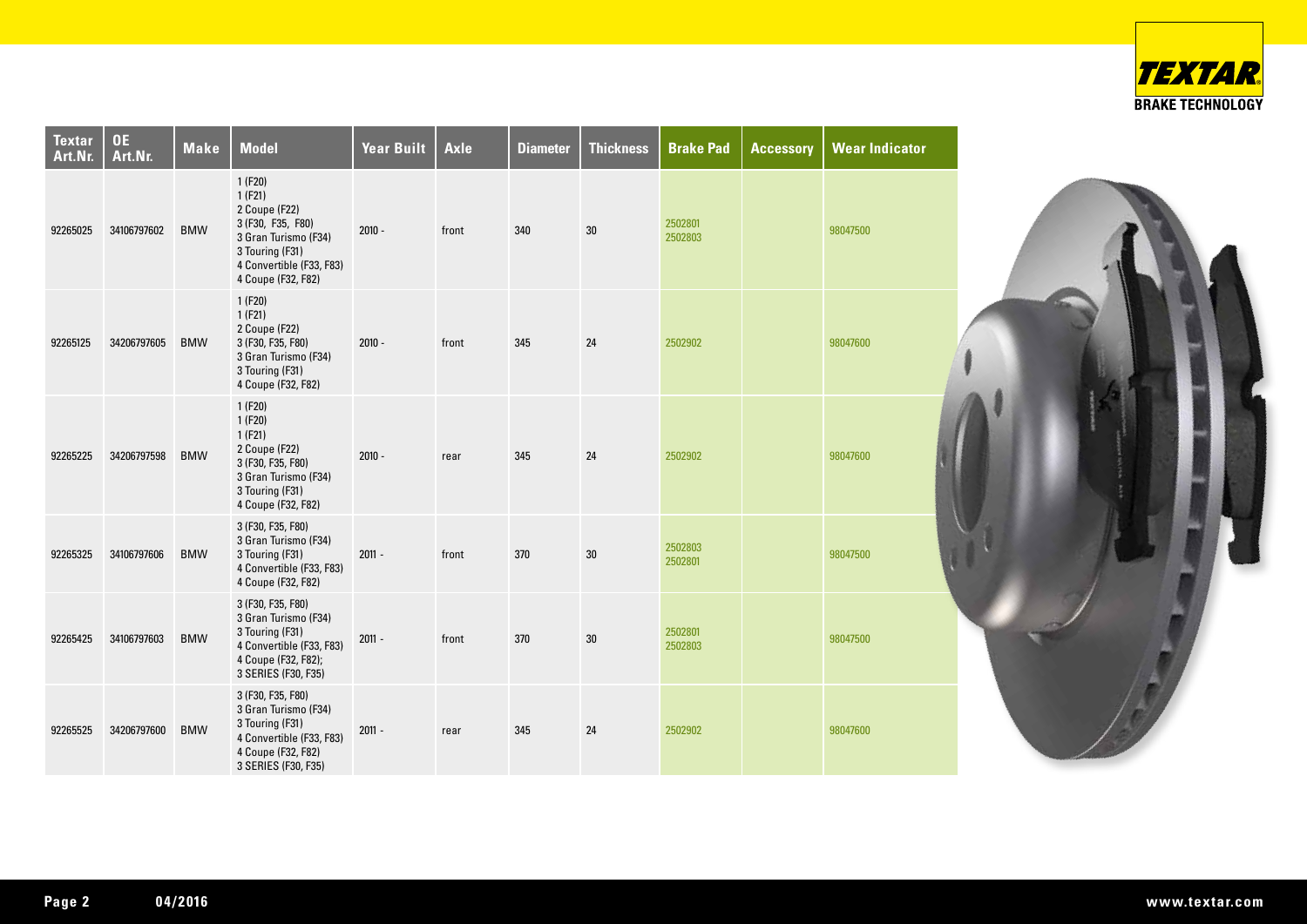| Textar Art.Nr. | OE Art.Nr. | Make | Model | Year Built | Axle | Diameter | Thickness | Brake Pad | Accessory | Wear Indicator |
|---|---|---|---|---|---|---|---|---|---|---|
| 92265025 | 34106797602 | BMW | 1 (F20)<br>1 (F21)<br>2 Coupe (F22)<br>3 (F30, F35, F80)<br>3 Gran Turismo (F34)<br>3 Touring (F31)<br>4 Convertible (F33, F83)<br>4 Coupe (F32, F82) | 2010 - | front | 340 | 30 | 2502801<br>2502803 | | 98047500 |
| 92265125 | 34206797605 | BMW | 1 (F20)<br>1 (F21)<br>2 Coupe (F22)<br>3 (F30, F35, F80)<br>3 Gran Turismo (F34)<br>3 Touring (F31)<br>4 Coupe (F32, F82) | 2010 - | front | 345 | 24 | 2502902 | | 98047600 |
| 92265225 | 34206797598 | BMW | 1 (F20)<br>1 (F20)<br>1 (F21)<br>2 Coupe (F22)<br>3 (F30, F35, F80)<br>3 Gran Turismo (F34)<br>3 Touring (F31)<br>4 Coupe (F32, F82) | 2010 - | rear | 345 | 24 | 2502902 | | 98047600 |
| 92265325 | 34106797606 | BMW | 3 (F30, F35, F80)<br>3 Gran Turismo (F34)<br>3 Touring (F31)<br>4 Convertible (F33, F83)<br>4 Coupe (F32, F82) | 2011 - | front | 370 | 30 | 2502803<br>2502801 | | 98047500 |
| 92265425 | 34106797603 | BMW | 3 (F30, F35, F80)<br>3 Gran Turismo (F34)<br>3 Touring (F31)<br>4 Convertible (F33, F83)<br>4 Coupe (F32, F82);<br>3 SERIES (F30, F35) | 2011 - | front | 370 | 30 | 2502801<br>2502803 | | 98047500 |
| 92265525 | 34206797600 | BMW | 3 (F30, F35, F80)<br>3 Gran Turismo (F34)<br>3 Touring (F31)<br>4 Convertible (F33, F83)<br>4 Coupe (F32, F82)<br>3 SERIES (F30, F35) | 2011 - | rear | 345 | 24 | 2502902 | | 98047600 |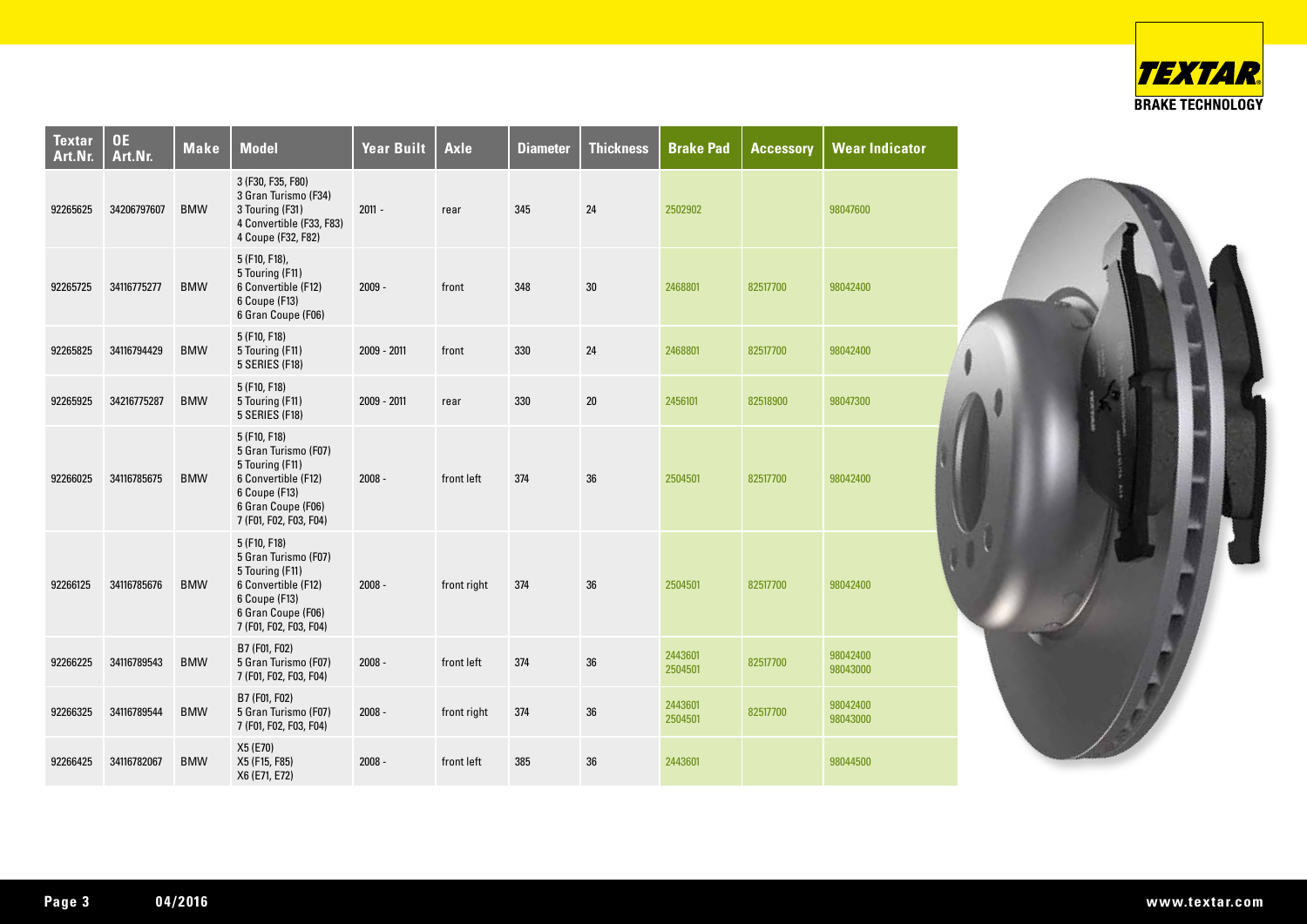| Textar Art.Nr. | OE Art.Nr. | Make | Model | Year Built | Axle | Diameter | Thickness | Brake Pad | Accessory | Wear Indicator |
|---|---|---|---|---|---|---|---|---|---|---|
| 92265625 | 34206797607 | BMW | 3 (F30, F35, F80)<br>3 Gran Turismo (F34)<br>3 Touring (F31)<br>4 Convertible (F33, F83)<br>4 Coupe (F32, F82) | 2011 - | rear | 345 | 24 | 2502902 | | 98047600 |
| 92265725 | 34116775277 | BMW | 5 (F10, F18),<br>5 Touring (F11)<br>6 Convertible (F12)<br>6 Coupe (F13)<br>6 Gran Coupe (F06) | 2009 - | front | 348 | 30 | 2468801 | 82517700 | 98042400 |
| 92265825 | 34116794429 | BMW | 5 (F10, F18)<br>5 Touring (F11)<br>5 SERIES (F18) | 2009 - 2011 | front | 330 | 24 | 2468801 | 82517700 | 98042400 |
| 92265925 | 34216775287 | BMW | 5 (F10, F18)<br>5 Touring (F11)<br>5 SERIES (F18) | 2009 - 2011 | rear | 330 | 20 | 2456101 | 82518900 | 98047300 |
| 92266025 | 34116785675 | BMW | 5 (F10, F18)<br>5 Gran Turismo (F07)<br>5 Touring (F11)<br>6 Convertible (F12)<br>6 Coupe (F13)<br>6 Gran Coupe (F06)<br>7 (F01, F02, F03, F04) | 2008 - | front left | 374 | 36 | 2504501 | 82517700 | 98042400 |
| 92266125 | 34116785676 | BMW | 5 (F10, F18)<br>5 Gran Turismo (F07)<br>5 Touring (F11)<br>6 Convertible (F12)<br>6 Coupe (F13)<br>6 Gran Coupe (F06)<br>7 (F01, F02, F03, F04) | 2008 - | front right | 374 | 36 | 2504501 | 82517700 | 98042400 |
| 92266225 | 34116789543 | BMW | B7 (F01, F02)<br>5 Gran Turismo (F07)<br>7 (F01, F02, F03, F04) | 2008 - | front left | 374 | 36 | 2443601<br>2504501 | 82517700 | 98042400<br>98043000 |
| 92266325 | 34116789544 | BMW | B7 (F01, F02)<br>5 Gran Turismo (F07)<br>7 (F01, F02, F03, F04) | 2008 - | front right | 374 | 36 | 2443601<br>2504501 | 82517700 | 98042400<br>98043000 |
| 92266425 | 34116782067 | BMW | X5 (E70)<br>X5 (F15, F85)<br>X6 (E71, E72) | 2008 - | front left | 385 | 36 | 2443601 | | 98044500 |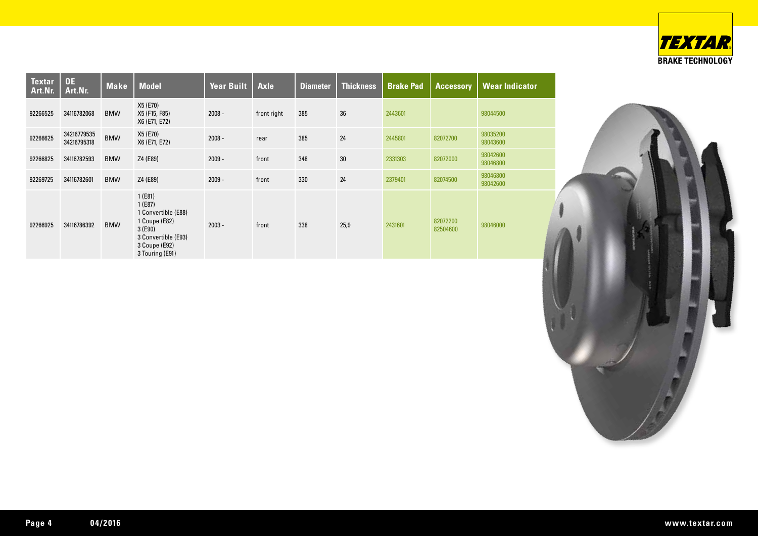| Textar Art.Nr. | OE Art.Nr. | Make | Model | Year Built | Axle | Diameter | Thickness | Brake Pad | Accessory | Wear Indicator |
|---|---|---|---|---|---|---|---|---|---|---|
| 92266525 | 34116782068 | BMW | X5 (E70)<br>X5 (F15, F85)<br>X6 (E71, E72) | 2008 - | front right | 385 | 36 | 2443601 | | 98044500 |
| 92266625 | 34216779535<br>34216795318 | BMW | X5 (E70)<br>X6 (E71, E72) | 2008 - | rear | 385 | 24 | 2445801 | 82072700 | 98035200<br>98043600 |
| 92266825 | 34116782593 | BMW | Z4 (E89) | 2009 - | front | 348 | 30 | 2331303 | 82072000 | 98042600<br>98046800 |
| 92269725 | 34116782601 | BMW | Z4 (E89) | 2009 - | front | 330 | 24 | 2379401 | 82074500 | 98046800<br>98042600 |
| 92266925 | 34116786392 | BMW | 1 (E81)<br>1 (E87)<br>1 Convertible (E88)<br>1 Coupe (E82)<br>3 (E90)<br>3 Convertible (E93)<br>3 Coupe (E92)<br>3 Touring (E91) | 2003 - | front | 338 | 25,9 | 2431601 | 82072200<br>82504600 | 98046000 |